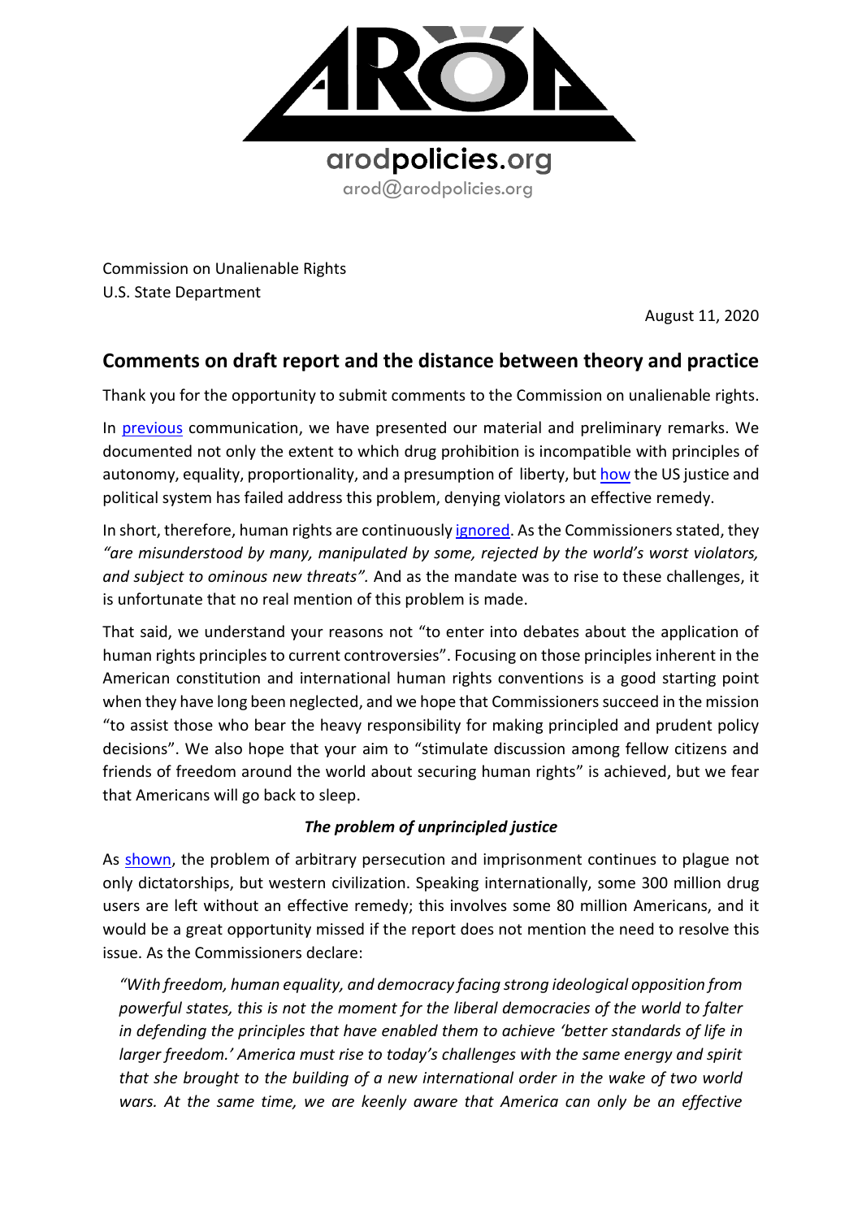arodpolicies.org

arod@arodpolicies.org

Commission on Unalienable Rights
U.S. State Department

August 11, 2020

## Comments on draft report and the distance between theory and practice

Thank you for the opportunity to submit comments to the Commission on unalienable rights.

In previous communication, we have presented our material and preliminary remarks. We documented not only the extent to which drug prohibition is incompatible with principles of autonomy, equality, proportionality, and a presumption of liberty, but how the US justice and political system has failed address this problem, denying violators an effective remedy.

In short, therefore, human rights are continuously ignored. As the Commissioners stated, they *"are misunderstood by many, manipulated by some, rejected by the world's worst violators, and subject to ominous new threats".* And as the mandate was to rise to these challenges, it is unfortunate that no real mention of this problem is made.

That said, we understand your reasons not "to enter into debates about the application of human rights principles to current controversies". Focusing on those principles inherent in the American constitution and international human rights conventions is a good starting point when they have long been neglected, and we hope that Commissioners succeed in the mission "to assist those who bear the heavy responsibility for making principled and prudent policy decisions". We also hope that your aim to "stimulate discussion among fellow citizens and friends of freedom around the world about securing human rights" is achieved, but we fear that Americans will go back to sleep.

### *The problem of unprincipled justice*

As shown, the problem of arbitrary persecution and imprisonment continues to plague not only dictatorships, but western civilization. Speaking internationally, some 300 million drug users are left without an effective remedy; this involves some 80 million Americans, and it would be a great opportunity missed if the report does not mention the need to resolve this issue. As the Commissioners declare:

> *"With freedom, human equality, and democracy facing strong ideological opposition from powerful states, this is not the moment for the liberal democracies of the world to falter in defending the principles that have enabled them to achieve 'better standards of life in larger freedom.' America must rise to today's challenges with the same energy and spirit that she brought to the building of a new international order in the wake of two world wars. At the same time, we are keenly aware that America can only be an effective*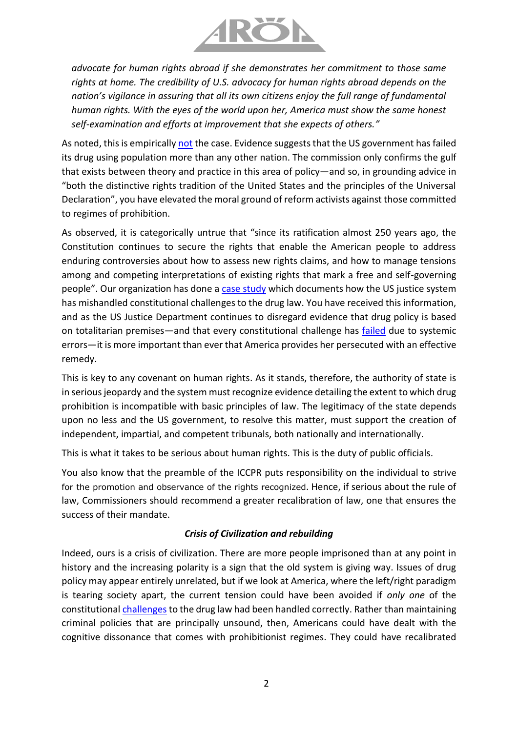*advocate for human rights abroad if she demonstrates her commitment to those same rights at home. The credibility of U.S. advocacy for human rights abroad depends on the nation's vigilance in assuring that all its own citizens enjoy the full range of fundamental human rights. With the eyes of the world upon her, America must show the same honest self-examination and efforts at improvement that she expects of others."*

As noted, this is empirically not the case. Evidence suggests that the US government has failed its drug using population more than any other nation. The commission only confirms the gulf that exists between theory and practice in this area of policy—and so, in grounding advice in "both the distinctive rights tradition of the United States and the principles of the Universal Declaration", you have elevated the moral ground of reform activists against those committed to regimes of prohibition.

As observed, it is categorically untrue that "since its ratification almost 250 years ago, the Constitution continues to secure the rights that enable the American people to address enduring controversies about how to assess new rights claims, and how to manage tensions among and competing interpretations of existing rights that mark a free and self-governing people". Our organization has done a case study which documents how the US justice system has mishandled constitutional challenges to the drug law. You have received this information, and as the US Justice Department continues to disregard evidence that drug policy is based on totalitarian premises—and that every constitutional challenge has failed due to systemic errors—it is more important than ever that America provides her persecuted with an effective remedy.

This is key to any covenant on human rights. As it stands, therefore, the authority of state is in serious jeopardy and the system must recognize evidence detailing the extent to which drug prohibition is incompatible with basic principles of law. The legitimacy of the state depends upon no less and the US government, to resolve this matter, must support the creation of independent, impartial, and competent tribunals, both nationally and internationally.

This is what it takes to be serious about human rights. This is the duty of public officials.

You also know that the preamble of the ICCPR puts responsibility on the individual to strive for the promotion and observance of the rights recognized. Hence, if serious about the rule of law, Commissioners should recommend a greater recalibration of law, one that ensures the success of their mandate.

### *Crisis of Civilization and rebuilding*

Indeed, ours is a crisis of civilization. There are more people imprisoned than at any point in history and the increasing polarity is a sign that the old system is giving way. Issues of drug policy may appear entirely unrelated, but if we look at America, where the left/right paradigm is tearing society apart, the current tension could have been avoided if *only one* of the constitutional challenges to the drug law had been handled correctly. Rather than maintaining criminal policies that are principally unsound, then, Americans could have dealt with the cognitive dissonance that comes with prohibitionist regimes. They could have recalibrated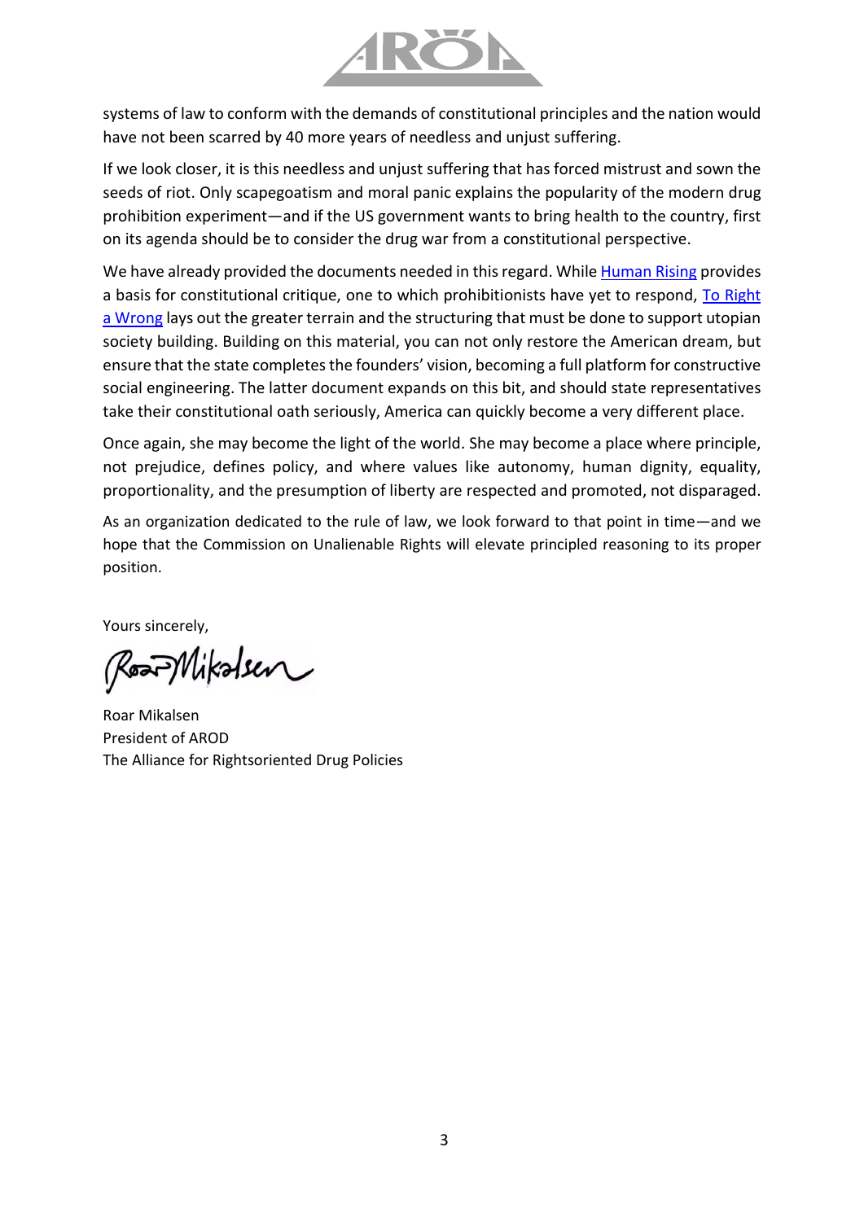systems of law to conform with the demands of constitutional principles and the nation would have not been scarred by 40 more years of needless and unjust suffering.

If we look closer, it is this needless and unjust suffering that has forced mistrust and sown the seeds of riot. Only scapegoatism and moral panic explains the popularity of the modern drug prohibition experiment—and if the US government wants to bring health to the country, first on its agenda should be to consider the drug war from a constitutional perspective.

We have already provided the documents needed in this regard. While Human Rising provides a basis for constitutional critique, one to which prohibitionists have yet to respond, To Right a Wrong lays out the greater terrain and the structuring that must be done to support utopian society building. Building on this material, you can not only restore the American dream, but ensure that the state completes the founders' vision, becoming a full platform for constructive social engineering. The latter document expands on this bit, and should state representatives take their constitutional oath seriously, America can quickly become a very different place.

Once again, she may become the light of the world. She may become a place where principle, not prejudice, defines policy, and where values like autonomy, human dignity, equality, proportionality, and the presumption of liberty are respected and promoted, not disparaged.

As an organization dedicated to the rule of law, we look forward to that point in time—and we hope that the Commission on Unalienable Rights will elevate principled reasoning to its proper position.

Yours sincerely,

Roar Mikalsen
President of AROD
The Alliance for Rightsoriented Drug Policies